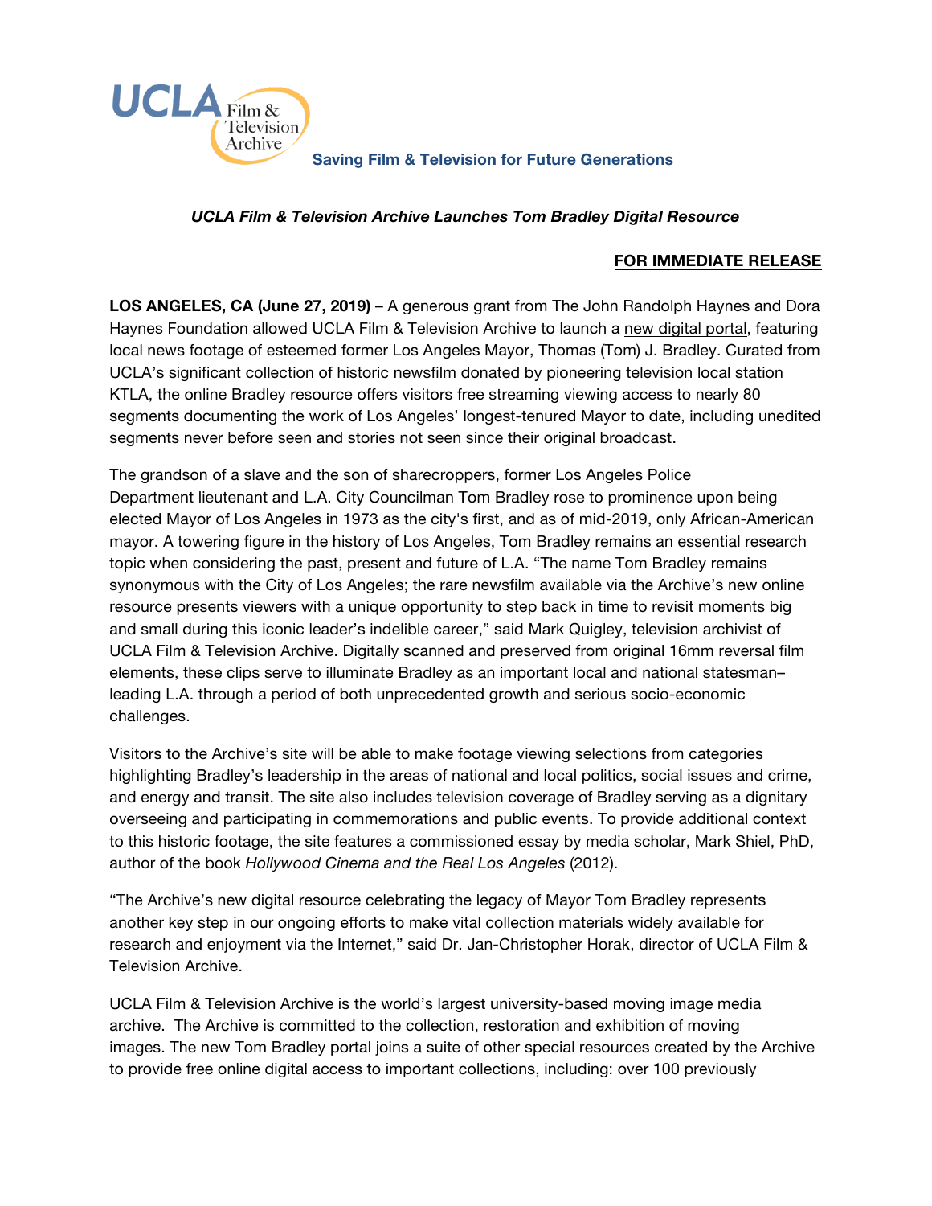UCLA Film & Television Archive

**Saving Film & Television for Future Generations**

***UCLA Film & Television Archive Launches Tom Bradley Digital Resource***

**FOR IMMEDIATE RELEASE**

**LOS ANGELES, CA (June 27, 2019)** – A generous grant from The John Randolph Haynes and Dora Haynes Foundation allowed UCLA Film & Television Archive to launch a new digital portal, featuring local news footage of esteemed former Los Angeles Mayor, Thomas (Tom) J. Bradley. Curated from UCLA's significant collection of historic newsfilm donated by pioneering television local station KTLA, the online Bradley resource offers visitors free streaming viewing access to nearly 80 segments documenting the work of Los Angeles' longest-tenured Mayor to date, including unedited segments never before seen and stories not seen since their original broadcast.

The grandson of a slave and the son of sharecroppers, former Los Angeles Police Department lieutenant and L.A. City Councilman Tom Bradley rose to prominence upon being elected Mayor of Los Angeles in 1973 as the city's first, and as of mid-2019, only African-American mayor. A towering figure in the history of Los Angeles, Tom Bradley remains an essential research topic when considering the past, present and future of L.A. "The name Tom Bradley remains synonymous with the City of Los Angeles; the rare newsfilm available via the Archive's new online resource presents viewers with a unique opportunity to step back in time to revisit moments big and small during this iconic leader's indelible career," said Mark Quigley, television archivist of UCLA Film & Television Archive. Digitally scanned and preserved from original 16mm reversal film elements, these clips serve to illuminate Bradley as an important local and national statesman– leading L.A. through a period of both unprecedented growth and serious socio-economic challenges.

Visitors to the Archive's site will be able to make footage viewing selections from categories highlighting Bradley's leadership in the areas of national and local politics, social issues and crime, and energy and transit. The site also includes television coverage of Bradley serving as a dignitary overseeing and participating in commemorations and public events. To provide additional context to this historic footage, the site features a commissioned essay by media scholar, Mark Shiel, PhD, author of the book *Hollywood Cinema and the Real Los Angeles* (2012).

"The Archive's new digital resource celebrating the legacy of Mayor Tom Bradley represents another key step in our ongoing efforts to make vital collection materials widely available for research and enjoyment via the Internet," said Dr. Jan-Christopher Horak, director of UCLA Film & Television Archive.

UCLA Film & Television Archive is the world's largest university-based moving image media archive. The Archive is committed to the collection, restoration and exhibition of moving images. The new Tom Bradley portal joins a suite of other special resources created by the Archive to provide free online digital access to important collections, including: over 100 previously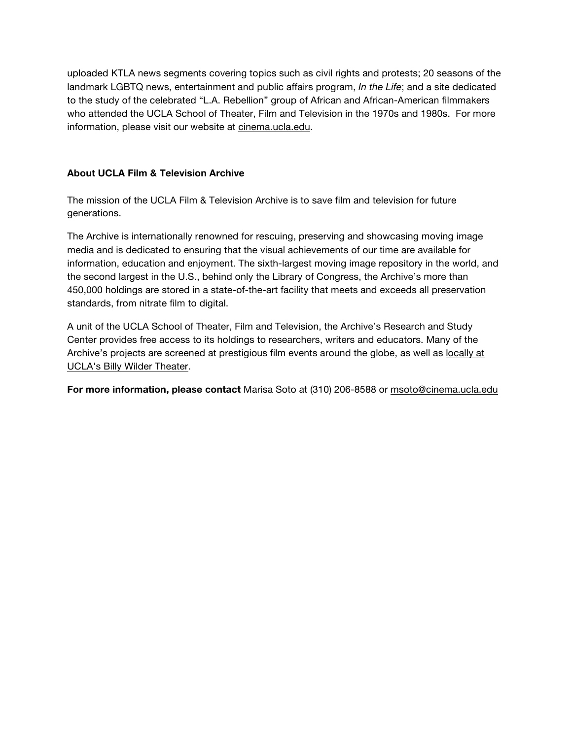uploaded KTLA news segments covering topics such as civil rights and protests; 20 seasons of the landmark LGBTQ news, entertainment and public affairs program, *In the Life*; and a site dedicated to the study of the celebrated "L.A. Rebellion" group of African and African-American filmmakers who attended the UCLA School of Theater, Film and Television in the 1970s and 1980s. For more information, please visit our website at cinema.ucla.edu.

**About UCLA Film & Television Archive**

The mission of the UCLA Film & Television Archive is to save film and television for future generations.

The Archive is internationally renowned for rescuing, preserving and showcasing moving image media and is dedicated to ensuring that the visual achievements of our time are available for information, education and enjoyment. The sixth-largest moving image repository in the world, and the second largest in the U.S., behind only the Library of Congress, the Archive's more than 450,000 holdings are stored in a state-of-the-art facility that meets and exceeds all preservation standards, from nitrate film to digital.

A unit of the UCLA School of Theater, Film and Television, the Archive's Research and Study Center provides free access to its holdings to researchers, writers and educators. Many of the Archive's projects are screened at prestigious film events around the globe, as well as locally at UCLA's Billy Wilder Theater.

**For more information, please contact** Marisa Soto at (310) 206-8588 or msoto@cinema.ucla.edu